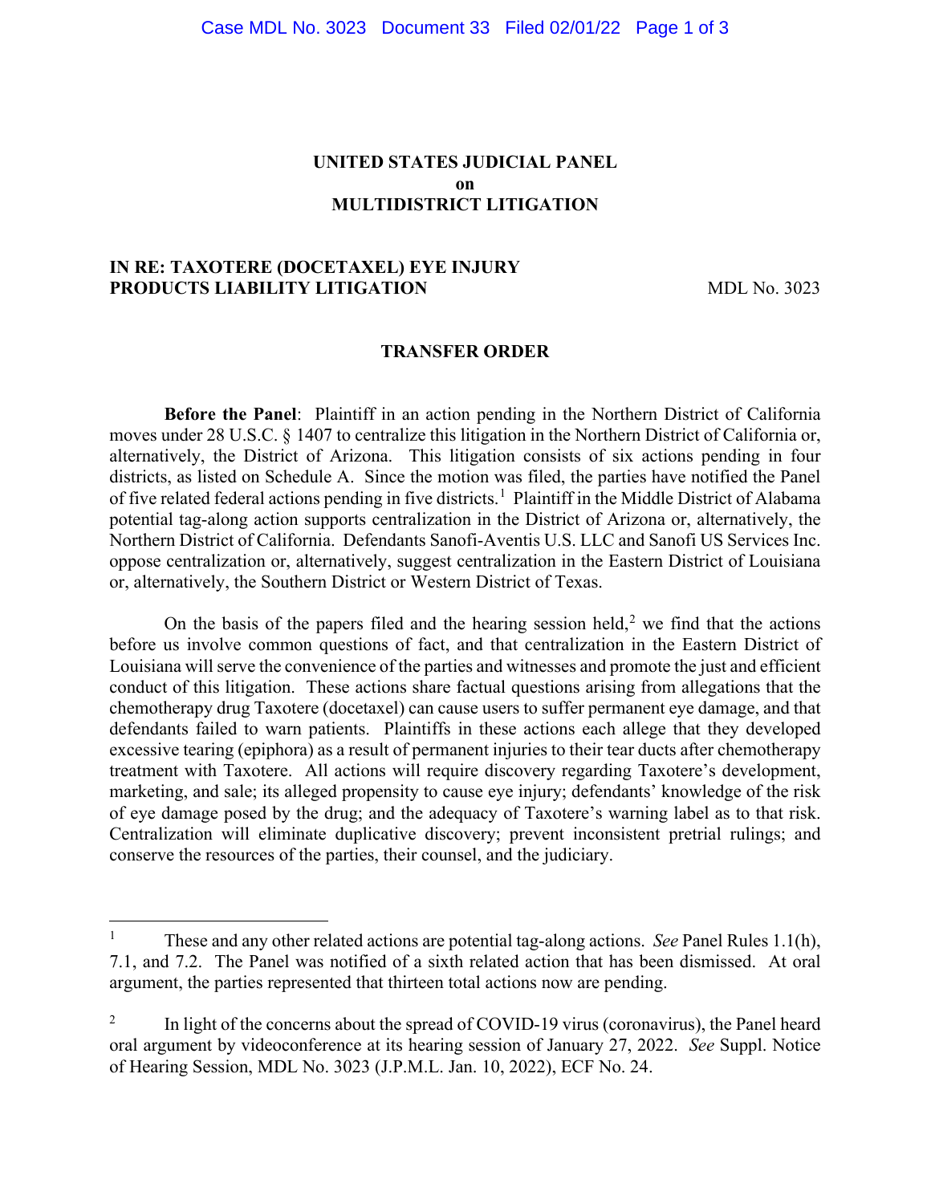**UNITED STATES JUDICIAL PANEL**
**on**
**MULTIDISTRICT LITIGATION**

**IN RE: TAXOTERE (DOCETAXEL) EYE INJURY PRODUCTS LIABILITY LITIGATION** MDL No. 3023

**TRANSFER ORDER**

**Before the Panel**: Plaintiff in an action pending in the Northern District of California moves under 28 U.S.C. § 1407 to centralize this litigation in the Northern District of California or, alternatively, the District of Arizona. This litigation consists of six actions pending in four districts, as listed on Schedule A. Since the motion was filed, the parties have notified the Panel of five related federal actions pending in five districts.[1] Plaintiff in the Middle District of Alabama potential tag-along action supports centralization in the District of Arizona or, alternatively, the Northern District of California. Defendants Sanofi-Aventis U.S. LLC and Sanofi US Services Inc. oppose centralization or, alternatively, suggest centralization in the Eastern District of Louisiana or, alternatively, the Southern District or Western District of Texas.

On the basis of the papers filed and the hearing session held,[2] we find that the actions before us involve common questions of fact, and that centralization in the Eastern District of Louisiana will serve the convenience of the parties and witnesses and promote the just and efficient conduct of this litigation. These actions share factual questions arising from allegations that the chemotherapy drug Taxotere (docetaxel) can cause users to suffer permanent eye damage, and that defendants failed to warn patients. Plaintiffs in these actions each allege that they developed excessive tearing (epiphora) as a result of permanent injuries to their tear ducts after chemotherapy treatment with Taxotere. All actions will require discovery regarding Taxotere's development, marketing, and sale; its alleged propensity to cause eye injury; defendants' knowledge of the risk of eye damage posed by the drug; and the adequacy of Taxotere's warning label as to that risk. Centralization will eliminate duplicative discovery; prevent inconsistent pretrial rulings; and conserve the resources of the parties, their counsel, and the judiciary.

---

[1] These and any other related actions are potential tag-along actions. *See* Panel Rules 1.1(h), 7.1, and 7.2. The Panel was notified of a sixth related action that has been dismissed. At oral argument, the parties represented that thirteen total actions now are pending.

[2] In light of the concerns about the spread of COVID-19 virus (coronavirus), the Panel heard oral argument by videoconference at its hearing session of January 27, 2022. *See* Suppl. Notice of Hearing Session, MDL No. 3023 (J.P.M.L. Jan. 10, 2022), ECF No. 24.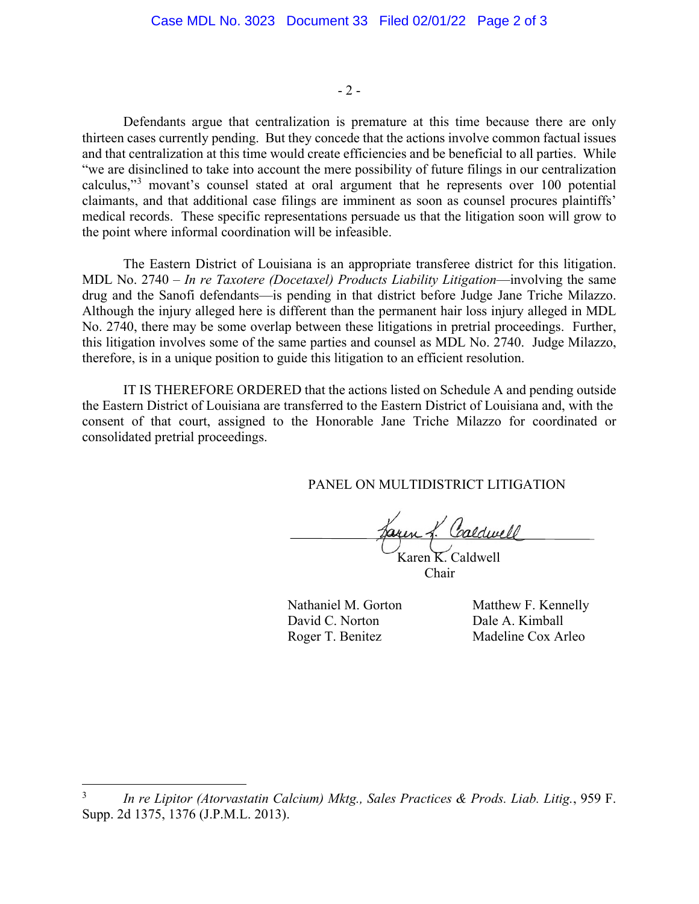Defendants argue that centralization is premature at this time because there are only thirteen cases currently pending. But they concede that the actions involve common factual issues and that centralization at this time would create efficiencies and be beneficial to all parties. While "we are disinclined to take into account the mere possibility of future filings in our centralization calculus,"[3] movant's counsel stated at oral argument that he represents over 100 potential claimants, and that additional case filings are imminent as soon as counsel procures plaintiffs' medical records. These specific representations persuade us that the litigation soon will grow to the point where informal coordination will be infeasible.

The Eastern District of Louisiana is an appropriate transferee district for this litigation. MDL No. 2740 – *In re Taxotere (Docetaxel) Products Liability Litigation*—involving the same drug and the Sanofi defendants—is pending in that district before Judge Jane Triche Milazzo. Although the injury alleged here is different than the permanent hair loss injury alleged in MDL No. 2740, there may be some overlap between these litigations in pretrial proceedings. Further, this litigation involves some of the same parties and counsel as MDL No. 2740. Judge Milazzo, therefore, is in a unique position to guide this litigation to an efficient resolution.

IT IS THEREFORE ORDERED that the actions listed on Schedule A and pending outside the Eastern District of Louisiana are transferred to the Eastern District of Louisiana and, with the consent of that court, assigned to the Honorable Jane Triche Milazzo for coordinated or consolidated pretrial proceedings.

PANEL ON MULTIDISTRICT LITIGATION

Karen K. Caldwell
Chair

Nathaniel M. Gorton
David C. Norton
Roger T. Benitez
Matthew F. Kennelly
Dale A. Kimball
Madeline Cox Arleo

---

[3] *In re Lipitor (Atorvastatin Calcium) Mktg., Sales Practices & Prods. Liab. Litig.*, 959 F. Supp. 2d 1375, 1376 (J.P.M.L. 2013).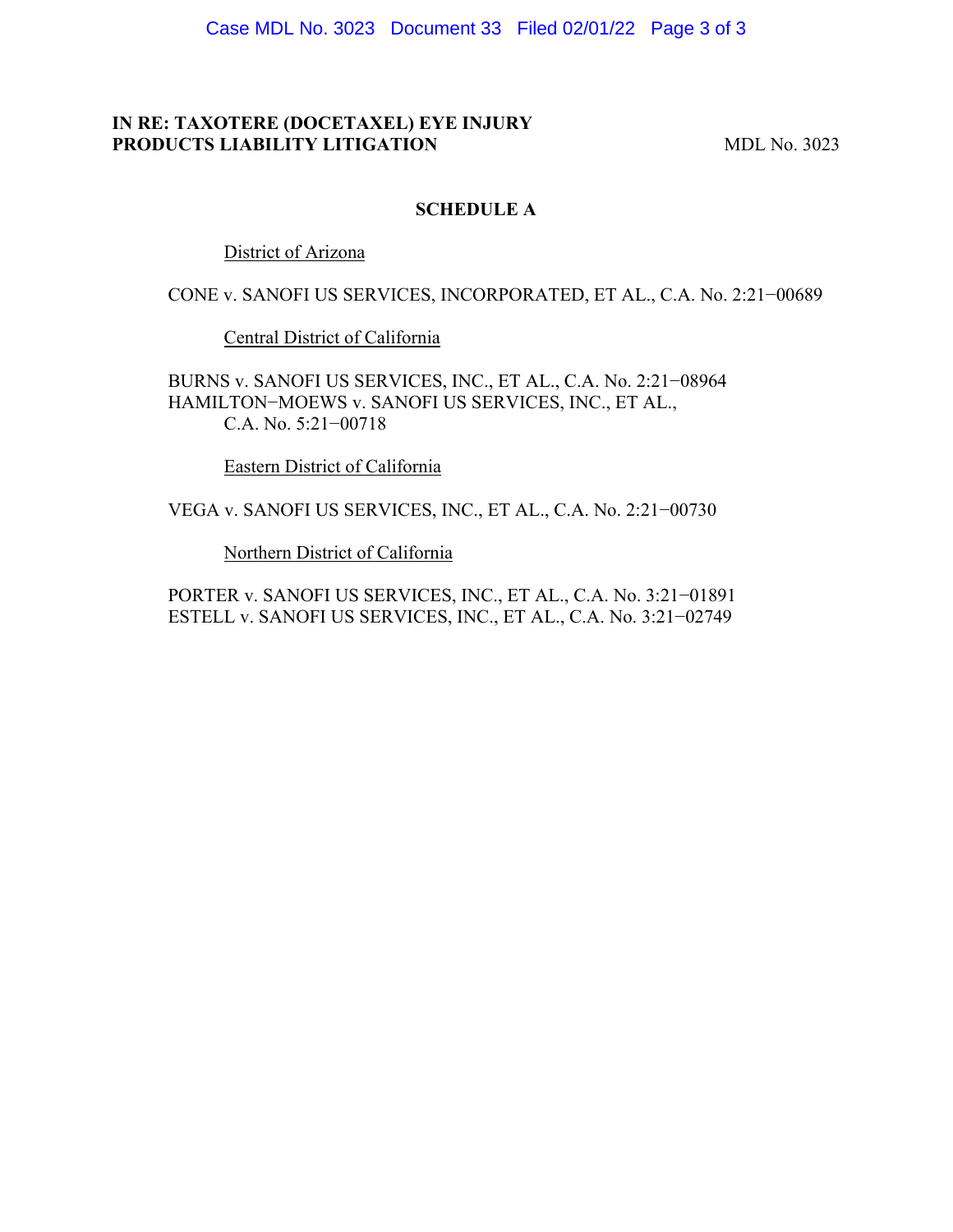**IN RE: TAXOTERE (DOCETAXEL) EYE INJURY PRODUCTS LIABILITY LITIGATION** MDL No. 3023

## SCHEDULE A

District of Arizona

CONE v. SANOFI US SERVICES, INCORPORATED, ET AL., C.A. No. 2:21−00689

Central District of California

BURNS v. SANOFI US SERVICES, INC., ET AL., C.A. No. 2:21−08964
HAMILTON−MOEWS v. SANOFI US SERVICES, INC., ET AL., C.A. No. 5:21−00718

Eastern District of California

VEGA v. SANOFI US SERVICES, INC., ET AL., C.A. No. 2:21−00730

Northern District of California

PORTER v. SANOFI US SERVICES, INC., ET AL., C.A. No. 3:21−01891
ESTELL v. SANOFI US SERVICES, INC., ET AL., C.A. No. 3:21−02749